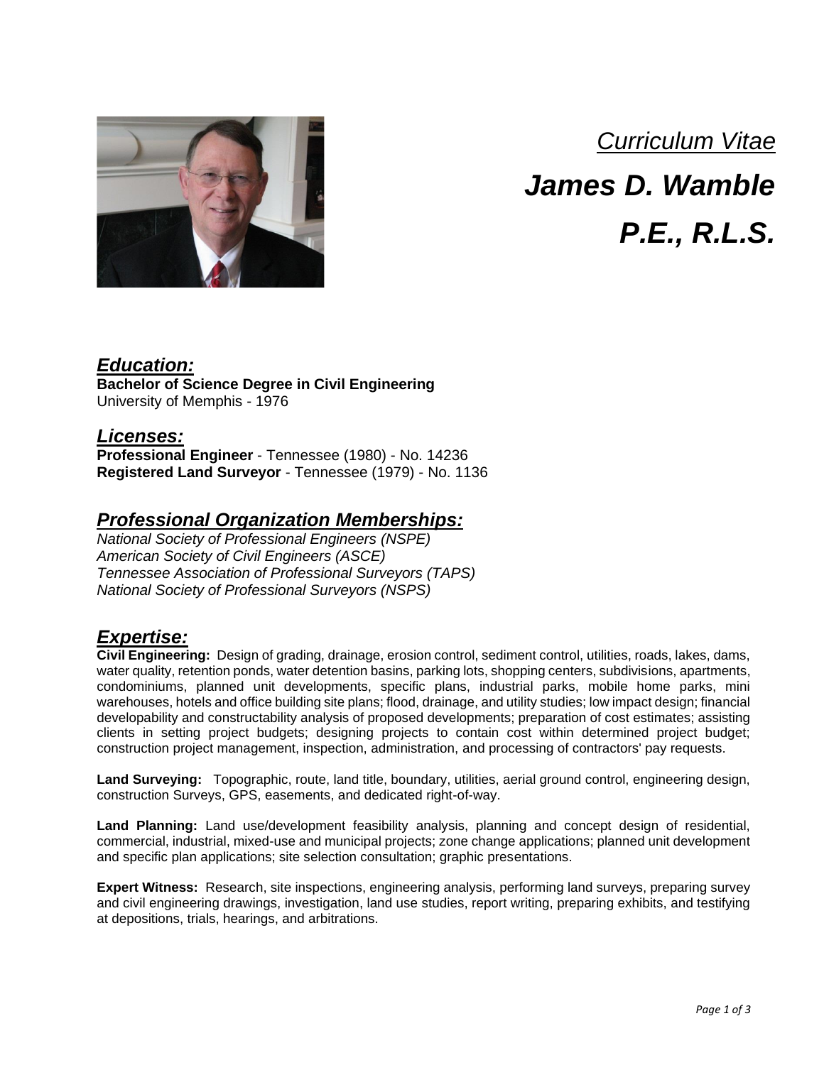*Curriculum Vitae*

# *James D. Wamble*

# *P.E., R.L.S.*

## *Education:*

**Bachelor of Science Degree in Civil Engineering**
University of Memphis - 1976

## *Licenses:*

**Professional Engineer** - Tennessee (1980) - No. 14236
**Registered Land Surveyor** - Tennessee (1979) - No. 1136

## *Professional Organization Memberships:*

*National Society of Professional Engineers (NSPE)*
*American Society of Civil Engineers (ASCE)*
*Tennessee Association of Professional Surveyors (TAPS)*
*National Society of Professional Surveyors (NSPS)*

## *Expertise:*

**Civil Engineering:** Design of grading, drainage, erosion control, sediment control, utilities, roads, lakes, dams, water quality, retention ponds, water detention basins, parking lots, shopping centers, subdivisions, apartments, condominiums, planned unit developments, specific plans, industrial parks, mobile home parks, mini warehouses, hotels and office building site plans; flood, drainage, and utility studies; low impact design; financial developability and constructability analysis of proposed developments; preparation of cost estimates; assisting clients in setting project budgets; designing projects to contain cost within determined project budget; construction project management, inspection, administration, and processing of contractors' pay requests.

**Land Surveying:** Topographic, route, land title, boundary, utilities, aerial ground control, engineering design, construction Surveys, GPS, easements, and dedicated right-of-way.

**Land Planning:** Land use/development feasibility analysis, planning and concept design of residential, commercial, industrial, mixed-use and municipal projects; zone change applications; planned unit development and specific plan applications; site selection consultation; graphic presentations.

**Expert Witness:** Research, site inspections, engineering analysis, performing land surveys, preparing survey and civil engineering drawings, investigation, land use studies, report writing, preparing exhibits, and testifying at depositions, trials, hearings, and arbitrations.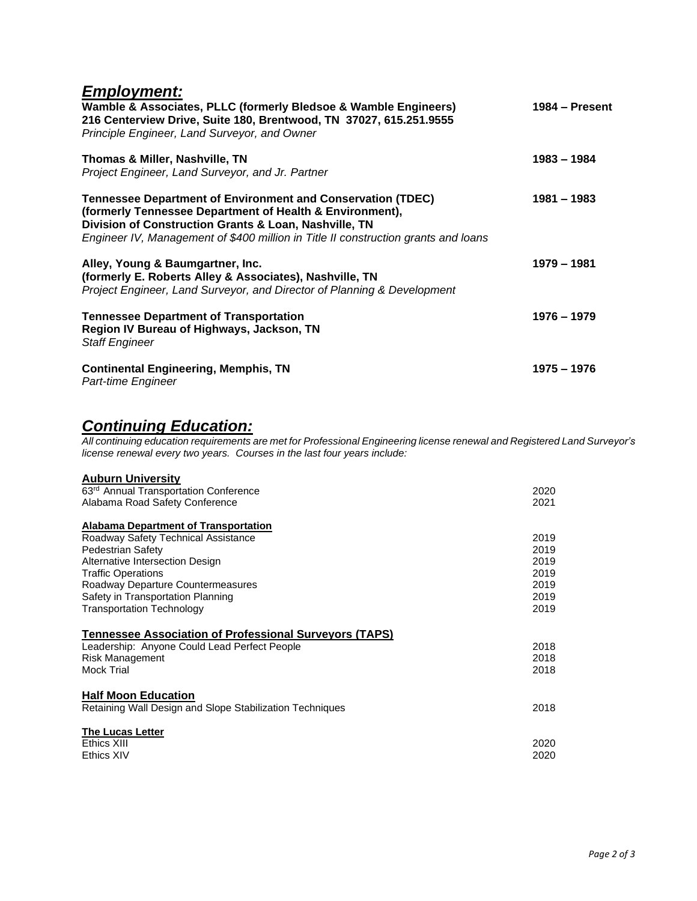## ***Employment:***

**Wamble & Associates, PLLC (formerly Bledsoe & Wamble Engineers)** — **1984 – Present**
**216 Centerview Drive, Suite 180, Brentwood, TN 37027, 615.251.9555**
*Principle Engineer, Land Surveyor, and Owner*

**Thomas & Miller, Nashville, TN** — **1983 – 1984**
*Project Engineer, Land Surveyor, and Jr. Partner*

**Tennessee Department of Environment and Conservation (TDEC)** — **1981 – 1983**
**(formerly Tennessee Department of Health & Environment),**
**Division of Construction Grants & Loan, Nashville, TN**
*Engineer IV, Management of $400 million in Title II construction grants and loans*

**Alley, Young & Baumgartner, Inc.** — **1979 – 1981**
**(formerly E. Roberts Alley & Associates), Nashville, TN**
*Project Engineer, Land Surveyor, and Director of Planning & Development*

**Tennessee Department of Transportation** — **1976 – 1979**
**Region IV Bureau of Highways, Jackson, TN**
*Staff Engineer*

**Continental Engineering, Memphis, TN** — **1975 – 1976**
*Part-time Engineer*

## ***Continuing Education:***

*All continuing education requirements are met for Professional Engineering license renewal and Registered Land Surveyor's license renewal every two years. Courses in the last four years include:*

**Auburn University**

| Course | Year |
|---|---|
| 63rd Annual Transportation Conference | 2020 |
| Alabama Road Safety Conference | 2021 |

**Alabama Department of Transportation**

| Course | Year |
|---|---|
| Roadway Safety Technical Assistance | 2019 |
| Pedestrian Safety | 2019 |
| Alternative Intersection Design | 2019 |
| Traffic Operations | 2019 |
| Roadway Departure Countermeasures | 2019 |
| Safety in Transportation Planning | 2019 |
| Transportation Technology | 2019 |

**Tennessee Association of Professional Surveyors (TAPS)**

| Course | Year |
|---|---|
| Leadership: Anyone Could Lead Perfect People | 2018 |
| Risk Management | 2018 |
| Mock Trial | 2018 |

**Half Moon Education**

| Course | Year |
|---|---|
| Retaining Wall Design and Slope Stabilization Techniques | 2018 |

**The Lucas Letter**

| Course | Year |
|---|---|
| Ethics XIII | 2020 |
| Ethics XIV | 2020 |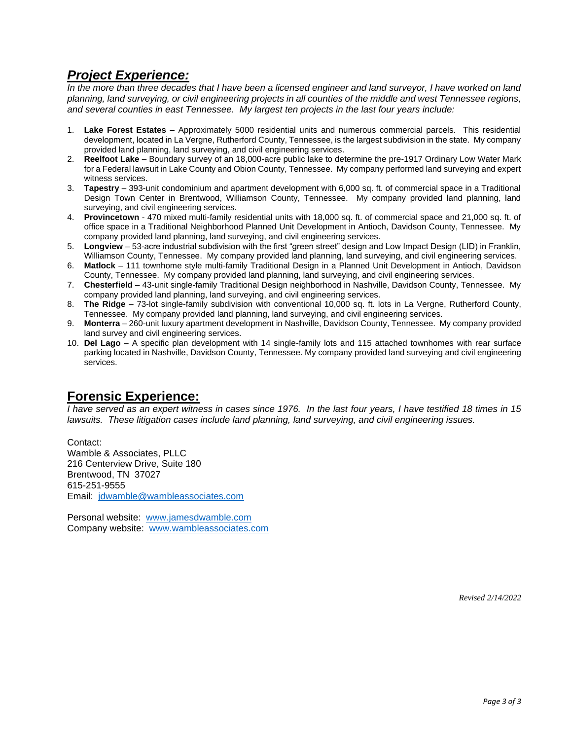## ***Project Experience:***

*In the more than three decades that I have been a licensed engineer and land surveyor, I have worked on land planning, land surveying, or civil engineering projects in all counties of the middle and west Tennessee regions, and several counties in east Tennessee. My largest ten projects in the last four years include:*

1. **Lake Forest Estates** – Approximately 5000 residential units and numerous commercial parcels. This residential development, located in La Vergne, Rutherford County, Tennessee, is the largest subdivision in the state. My company provided land planning, land surveying, and civil engineering services.
2. **Reelfoot Lake** – Boundary survey of an 18,000-acre public lake to determine the pre-1917 Ordinary Low Water Mark for a Federal lawsuit in Lake County and Obion County, Tennessee. My company performed land surveying and expert witness services.
3. **Tapestry** – 393-unit condominium and apartment development with 6,000 sq. ft. of commercial space in a Traditional Design Town Center in Brentwood, Williamson County, Tennessee. My company provided land planning, land surveying, and civil engineering services.
4. **Provincetown** - 470 mixed multi-family residential units with 18,000 sq. ft. of commercial space and 21,000 sq. ft. of office space in a Traditional Neighborhood Planned Unit Development in Antioch, Davidson County, Tennessee. My company provided land planning, land surveying, and civil engineering services.
5. **Longview** – 53-acre industrial subdivision with the first "green street" design and Low Impact Design (LID) in Franklin, Williamson County, Tennessee. My company provided land planning, land surveying, and civil engineering services.
6. **Matlock** – 111 townhome style multi-family Traditional Design in a Planned Unit Development in Antioch, Davidson County, Tennessee. My company provided land planning, land surveying, and civil engineering services.
7. **Chesterfield** – 43-unit single-family Traditional Design neighborhood in Nashville, Davidson County, Tennessee. My company provided land planning, land surveying, and civil engineering services.
8. **The Ridge** – 73-lot single-family subdivision with conventional 10,000 sq. ft. lots in La Vergne, Rutherford County, Tennessee. My company provided land planning, land surveying, and civil engineering services.
9. **Monterra** – 260-unit luxury apartment development in Nashville, Davidson County, Tennessee. My company provided land survey and civil engineering services.
10. **Del Lago** – A specific plan development with 14 single-family lots and 115 attached townhomes with rear surface parking located in Nashville, Davidson County, Tennessee. My company provided land surveying and civil engineering services.

## **Forensic Experience:**

*I have served as an expert witness in cases since 1976. In the last four years, I have testified 18 times in 15 lawsuits. These litigation cases include land planning, land surveying, and civil engineering issues.*

Contact:
Wamble & Associates, PLLC
216 Centerview Drive, Suite 180
Brentwood, TN 37027
615-251-9555
Email: jdwamble@wambleassociates.com

Personal website: www.jamesdwamble.com
Company website: www.wambleassociates.com

*Revised 2/14/2022*